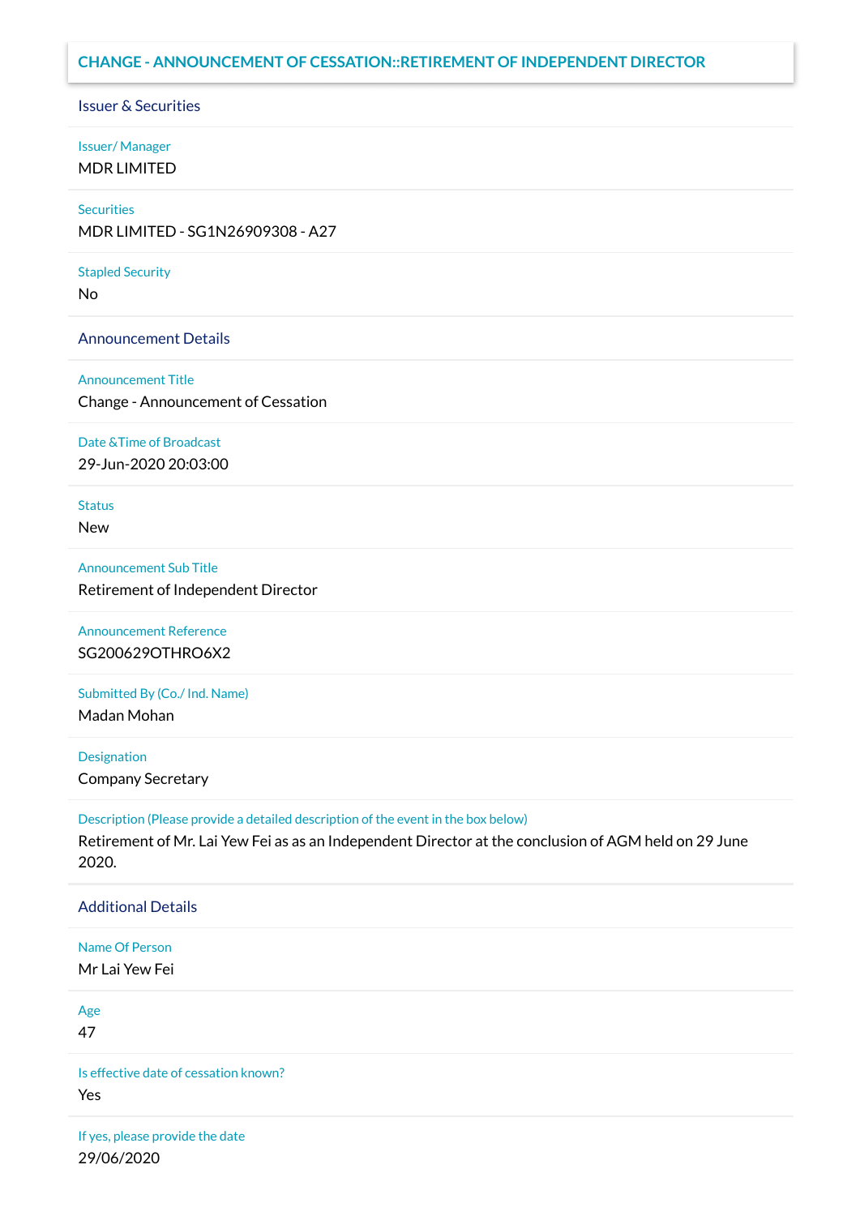# CHANGE - ANNOUNCEMENT OF CESSATION::RETIREMENT OF INDEPENDENT DIRECTOR

## Issuer & Securities

Issuer/ Manager

MDR LIMITED

Securities

MDR LIMITED - SG1N26909308 - A27

Stapled Security

No

## Announcement Details

Announcement Title

Change - Announcement of Cessation

Date &Time of Broadcast

29-Jun-2020 20:03:00

Status

New

Announcement Sub Title

Retirement of Independent Director

Announcement Reference

SG200629OTHRO6X2

Submitted By (Co./ Ind. Name)

Madan Mohan

Designation

Company Secretary

Description (Please provide a detailed description of the event in the box below)

Retirement of Mr. Lai Yew Fei as as an Independent Director at the conclusion of AGM held on 29 June 2020.

## Additional Details

Name Of Person

Mr Lai Yew Fei

Age

47

Is effective date of cessation known?

Yes

If yes, please provide the date

29/06/2020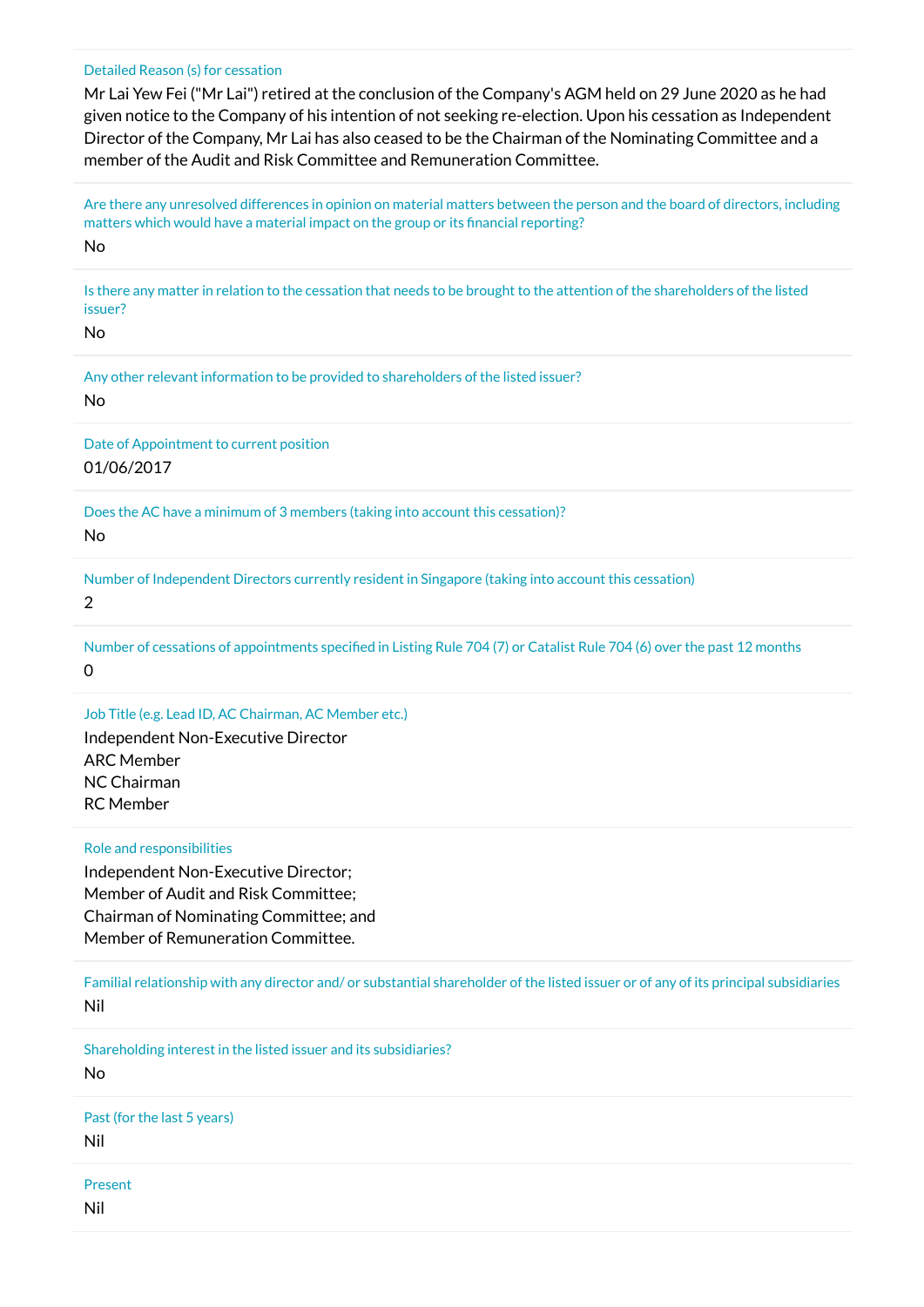Detailed Reason (s) for cessation

Mr Lai Yew Fei ("Mr Lai") retired at the conclusion of the Company's AGM held on 29 June 2020 as he had given notice to the Company of his intention of not seeking re-election. Upon his cessation as Independent Director of the Company, Mr Lai has also ceased to be the Chairman of the Nominating Committee and a member of the Audit and Risk Committee and Remuneration Committee.

Are there any unresolved differences in opinion on material matters between the person and the board of directors, including matters which would have a material impact on the group or its financial reporting?

No

Is there any matter in relation to the cessation that needs to be brought to the attention of the shareholders of the listed issuer?

No

Any other relevant information to be provided to shareholders of the listed issuer?

No

Date of Appointment to current position

01/06/2017

Does the AC have a minimum of 3 members (taking into account this cessation)?

No

Number of Independent Directors currently resident in Singapore (taking into account this cessation)

2

Number of cessations of appointments specified in Listing Rule 704 (7) or Catalist Rule 704 (6) over the past 12 months

0

Job Title (e.g. Lead ID, AC Chairman, AC Member etc.)

Independent Non-Executive Director
ARC Member
NC Chairman
RC Member

Role and responsibilities

Independent Non-Executive Director;
Member of Audit and Risk Committee;
Chairman of Nominating Committee; and
Member of Remuneration Committee.

Familial relationship with any director and/ or substantial shareholder of the listed issuer or of any of its principal subsidiaries

Nil

Shareholding interest in the listed issuer and its subsidiaries?

No

Past (for the last 5 years)

Nil

Present

Nil